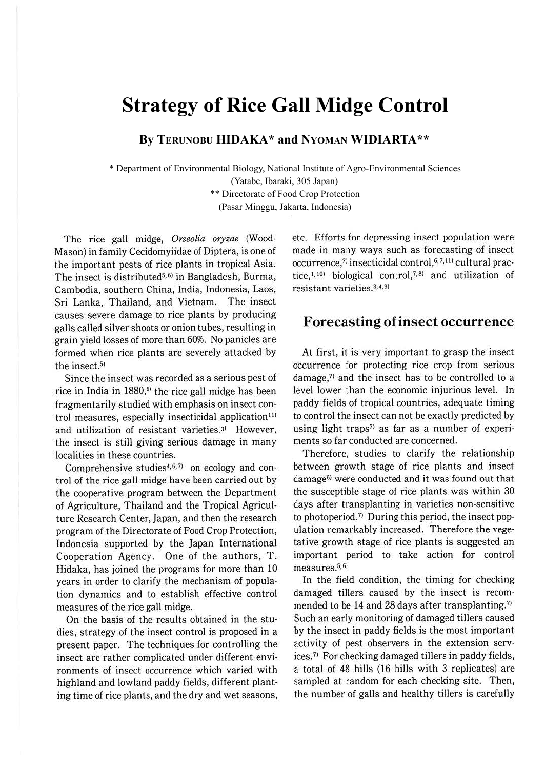# Strategy of Rice Gall Midge Control

**By Terunobu HIDAKA\* and Nyoman WIDIARTA\*\***

\* Department of Environmental Biology, National Institute of Agro-Environmental Sciences (Yatabe, Ibaraki, 305 Japan)

\*\* Directorate of Food Crop Protection (Pasar Minggu, Jakarta, Indonesia)

The rice gall midge, *Orseolia oryzae* (Wood-Mason) in family Cecidomyiidae of Diptera, is one of the important pests of rice plants in tropical Asia. The insect is distributed[5,6] in Bangladesh, Burma, Cambodia, southern China, India, Indonesia, Laos, Sri Lanka, Thailand, and Vietnam. The insect causes severe damage to rice plants by producing galls called silver shoots or onion tubes, resulting in grain yield losses of more than 60%. No panicles are formed when rice plants are severely attacked by the insect.[5]

Since the insect was recorded as a serious pest of rice in India in 1880,[6] the rice gall midge has been fragmentarily studied with emphasis on insect control measures, especially insecticidal application[11] and utilization of resistant varieties.[3] However, the insect is still giving serious damage in many localities in these countries.

Comprehensive studies[4,6,7] on ecology and control of the rice gall midge have been carried out by the cooperative program between the Department of Agriculture, Thailand and the Tropical Agriculture Research Center, Japan, and then the research program of the Directorate of Food Crop Protection, Indonesia supported by the Japan International Cooperation Agency. One of the authors, T. Hidaka, has joined the programs for more than 10 years in order to clarify the mechanism of population dynamics and to establish effective control measures of the rice gall midge.

On the basis of the results obtained in the studies, strategy of the insect control is proposed in a present paper. The techniques for controlling the insect are rather complicated under different environments of insect occurrence which varied with highland and lowland paddy fields, different planting time of rice plants, and the dry and wet seasons, etc. Efforts for depressing insect population were made in many ways such as forecasting of insect occurrence,[7] insecticidal control,[6,7,11] cultural practice,[1,10] biological control,[7,8] and utilization of resistant varieties.[3,4,9]

## Forecasting of insect occurrence

At first, it is very important to grasp the insect occurrence for protecting rice crop from serious damage,[7] and the insect has to be controlled to a level lower than the economic injurious level. In paddy fields of tropical countries, adequate timing to control the insect can not be exactly predicted by using light traps[7] as far as a number of experiments so far conducted are concerned.

Therefore, studies to clarify the relationship between growth stage of rice plants and insect damage[6] were conducted and it was found out that the susceptible stage of rice plants was within 30 days after transplanting in varieties non-sensitive to photoperiod.[7] During this period, the insect population remarkably increased. Therefore the vegetative growth stage of rice plants is suggested an important period to take action for control measures.[5,6]

In the field condition, the timing for checking damaged tillers caused by the insect is recommended to be 14 and 28 days after transplanting.[7] Such an early monitoring of damaged tillers caused by the insect in paddy fields is the most important activity of pest observers in the extension services.[7] For checking damaged tillers in paddy fields, a total of 48 hills (16 hills with 3 replicates) are sampled at random for each checking site. Then, the number of galls and healthy tillers is carefully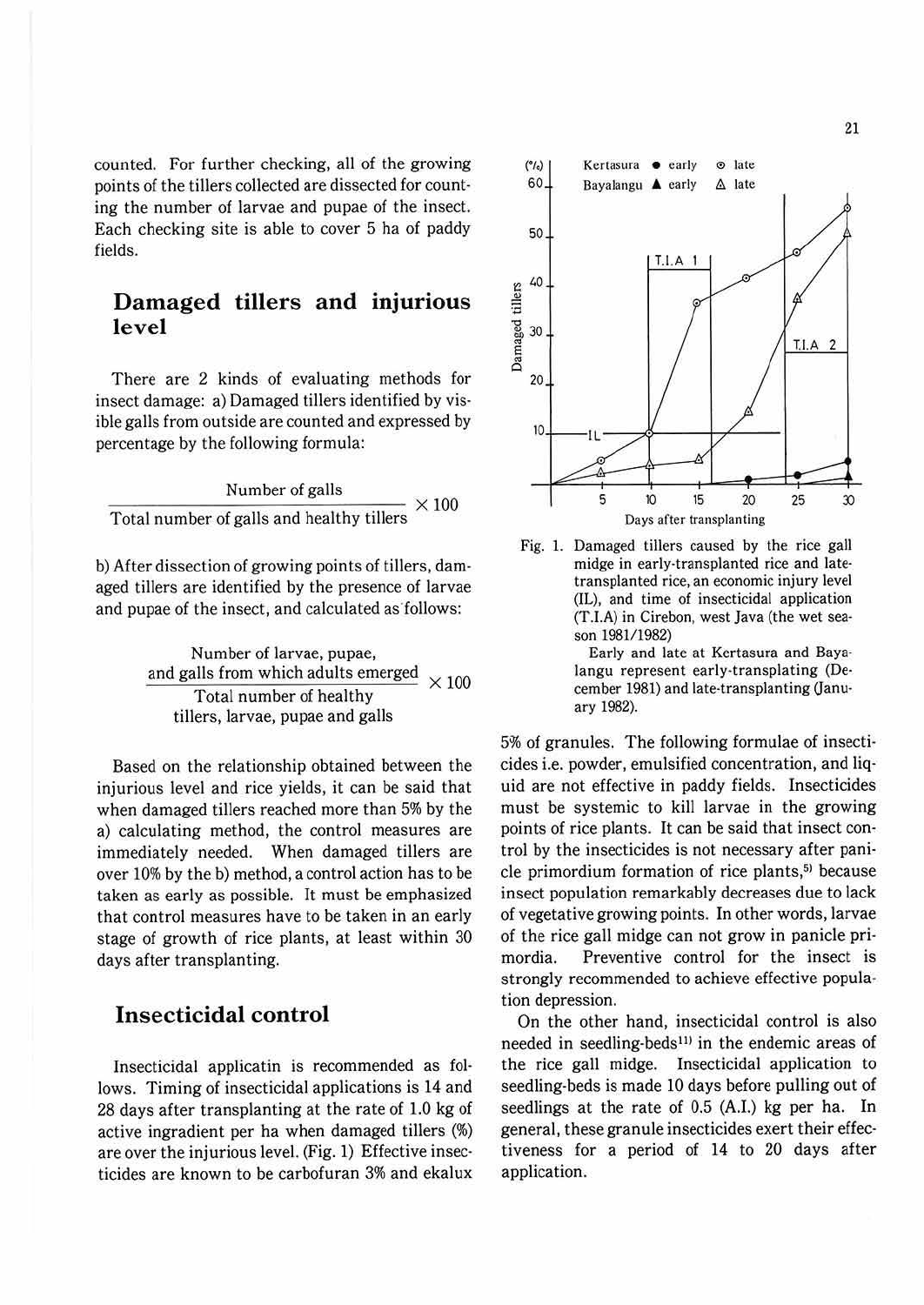counted. For further checking, all of the growing points of the tillers collected are dissected for counting the number of larvae and pupae of the insect. Each checking site is able to cover 5 ha of paddy fields.

## Damaged tillers and injurious level

There are 2 kinds of evaluating methods for insect damage: a) Damaged tillers identified by visible galls from outside are counted and expressed by percentage by the following formula:

$$\frac{\text{Number of galls}}{\text{Total number of galls and healthy tillers}} \times 100$$

b) After dissection of growing points of tillers, damaged tillers are identified by the presence of larvae and pupae of the insect, and calculated as follows:

$$\frac{\text{Number of larvae, pupae, and galls from which adults emerged}}{\text{Total number of healthy tillers, larvae, pupae and galls}} \times 100$$

Based on the relationship obtained between the injurious level and rice yields, it can be said that when damaged tillers reached more than 5% by the a) calculating method, the control measures are immediately needed. When damaged tillers are over 10% by the b) method, a control action has to be taken as early as possible. It must be emphasized that control measures have to be taken in an early stage of growth of rice plants, at least within 30 days after transplanting.

## Insecticidal control

Insecticidal applicatin is recommended as follows. Timing of insecticidal applications is 14 and 28 days after transplanting at the rate of 1.0 kg of active ingradient per ha when damaged tillers (%) are over the injurious level. (Fig. 1) Effective insecticides are known to be carbofuran 3% and ekalux 5% of granules. The following formulae of insecticides i.e. powder, emulsified concentration, and liquid are not effective in paddy fields. Insecticides must be systemic to kill larvae in the growing points of rice plants. It can be said that insect control by the insecticides is not necessary after panicle primordium formation of rice plants,[5] because insect population remarkably decreases due to lack of vegetative growing points. In other words, larvae of the rice gall midge can not grow in panicle primordia. Preventive control for the insect is strongly recommended to achieve effective population depression.

Fig. 1. Damaged tillers caused by the rice gall midge in early-transplanted rice and late-transplanted rice, an economic injury level (IL), and time of insecticidal application (T.I.A) in Cirebon, west Java (the wet season 1981/1982)

Early and late at Kertasura and Bayalangu represent early-transplating (December 1981) and late-transplanting (January 1982).

On the other hand, insecticidal control is also needed in seedling-beds[11] in the endemic areas of the rice gall midge. Insecticidal application to seedling-beds is made 10 days before pulling out of seedlings at the rate of 0.5 (A.I.) kg per ha. In general, these granule insecticides exert their effectiveness for a period of 14 to 20 days after application.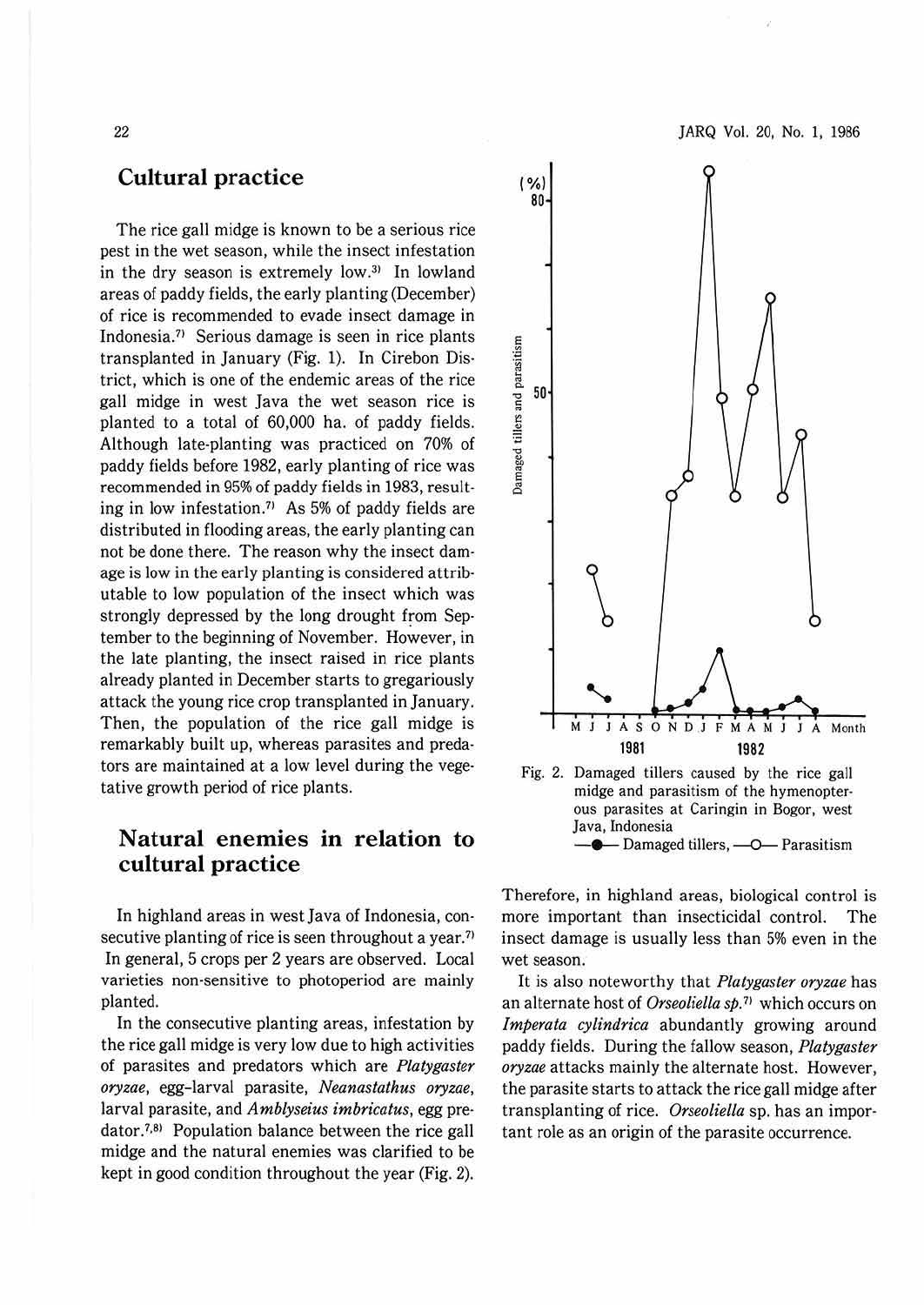## Cultural practice

The rice gall midge is known to be a serious rice pest in the wet season, while the insect infestation in the dry season is extremely low.[3] In lowland areas of paddy fields, the early planting (December) of rice is recommended to evade insect damage in Indonesia.[7] Serious damage is seen in rice plants transplanted in January (Fig. 1). In Cirebon District, which is one of the endemic areas of the rice gall midge in west Java the wet season rice is planted to a total of 60,000 ha. of paddy fields. Although late-planting was practiced on 70% of paddy fields before 1982, early planting of rice was recommended in 95% of paddy fields in 1983, resulting in low infestation.[7] As 5% of paddy fields are distributed in flooding areas, the early planting can not be done there. The reason why the insect damage is low in the early planting is considered attributable to low population of the insect which was strongly depressed by the long drought from September to the beginning of November. However, in the late planting, the insect raised in rice plants already planted in December starts to gregariously attack the young rice crop transplanted in January. Then, the population of the rice gall midge is remarkably built up, whereas parasites and predators are maintained at a low level during the vegetative growth period of rice plants.

## Natural enemies in relation to cultural practice

In highland areas in west Java of Indonesia, consecutive planting of rice is seen throughout a year.[7] In general, 5 crops per 2 years are observed. Local varieties non-sensitive to photoperiod are mainly planted.

In the consecutive planting areas, infestation by the rice gall midge is very low due to high activities of parasites and predators which are *Platygaster oryzae*, egg-larval parasite, *Neanastathus oryzae*, larval parasite, and *Amblyseius imbricatus*, egg predator.[7,8] Population balance between the rice gall midge and the natural enemies was clarified to be kept in good condition throughout the year (Fig. 2).

Fig. 2. Damaged tillers caused by the rice gall midge and parasitism of the hymenopterous parasites at Caringin in Bogor, west Java, Indonesia
—●— Damaged tillers, —○— Parasitism

Therefore, in highland areas, biological control is more important than insecticidal control. The insect damage is usually less than 5% even in the wet season.

It is also noteworthy that *Platygaster oryzae* has an alternate host of *Orseoliella sp.*[7] which occurs on *Imperata cylindrica* abundantly growing around paddy fields. During the fallow season, *Platygaster oryzae* attacks mainly the alternate host. However, the parasite starts to attack the rice gall midge after transplanting of rice. *Orseoliella* sp. has an important role as an origin of the parasite occurrence.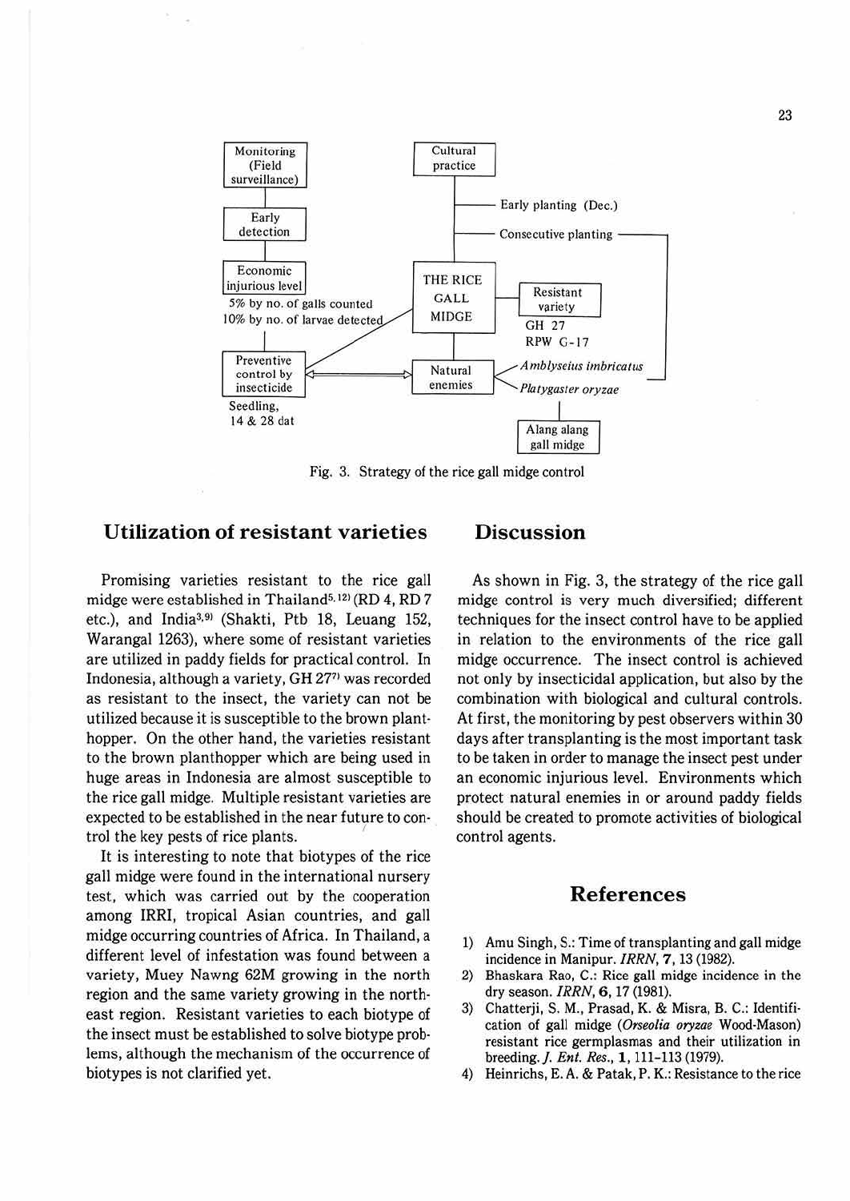Monitoring (Field surveillance) → Early detection → Economic injurious level (5% by no. of galls counted; 10% by no. of larvae detected) → Preventive control by insecticide (Seedling, 14 & 28 dat)

Cultural practice → Early planting (Dec.); Consecutive planting → THE RICE GALL MIDGE

THE RICE GALL MIDGE — Resistant variety (GH 27; RPW G-17)

THE RICE GALL MIDGE — Natural enemies (*Amblyseius imbricatus*; *Platygaster oryzae* → Alang alang gall midge)

Fig. 3. Strategy of the rice gall midge control

## Utilization of resistant varieties

Promising varieties resistant to the rice gall midge were established in Thailand[5,12] (RD 4, RD 7 etc.), and India[3,9] (Shakti, Ptb 18, Leuang 152, Warangal 1263), where some of resistant varieties are utilized in paddy fields for practical control. In Indonesia, although a variety, GH 27[7] was recorded as resistant to the insect, the variety can not be utilized because it is susceptible to the brown planthopper. On the other hand, the varieties resistant to the brown planthopper which are being used in huge areas in Indonesia are almost susceptible to the rice gall midge. Multiple resistant varieties are expected to be established in the near future to control the key pests of rice plants.

It is interesting to note that biotypes of the rice gall midge were found in the international nursery test, which was carried out by the cooperation among IRRI, tropical Asian countries, and gall midge occurring countries of Africa. In Thailand, a different level of infestation was found between a variety, Muey Nawng 62M growing in the north region and the same variety growing in the northeast region. Resistant varieties to each biotype of the insect must be established to solve biotype problems, although the mechanism of the occurrence of biotypes is not clarified yet.

## Discussion

As shown in Fig. 3, the strategy of the rice gall midge control is very much diversified; different techniques for the insect control have to be applied in relation to the environments of the rice gall midge occurrence. The insect control is achieved not only by insecticidal application, but also by the combination with biological and cultural controls. At first, the monitoring by pest observers within 30 days after transplanting is the most important task to be taken in order to manage the insect pest under an economic injurious level. Environments which protect natural enemies in or around paddy fields should be created to promote activities of biological control agents.

## References

1) Amu Singh, S.: Time of transplanting and gall midge incidence in Manipur. *IRRN*, **7**, 13 (1982).
2) Bhaskara Rao, C.: Rice gall midge incidence in the dry season. *IRRN*, **6**, 17 (1981).
3) Chatterji, S. M., Prasad, K. & Misra, B. C.: Identification of gall midge (*Orseolia oryzae* Wood-Mason) resistant rice germplasmas and their utilization in breeding. *J. Ent. Res.*, **1**, 111-113 (1979).
4) Heinrichs, E. A. & Patak, P. K.: Resistance to the rice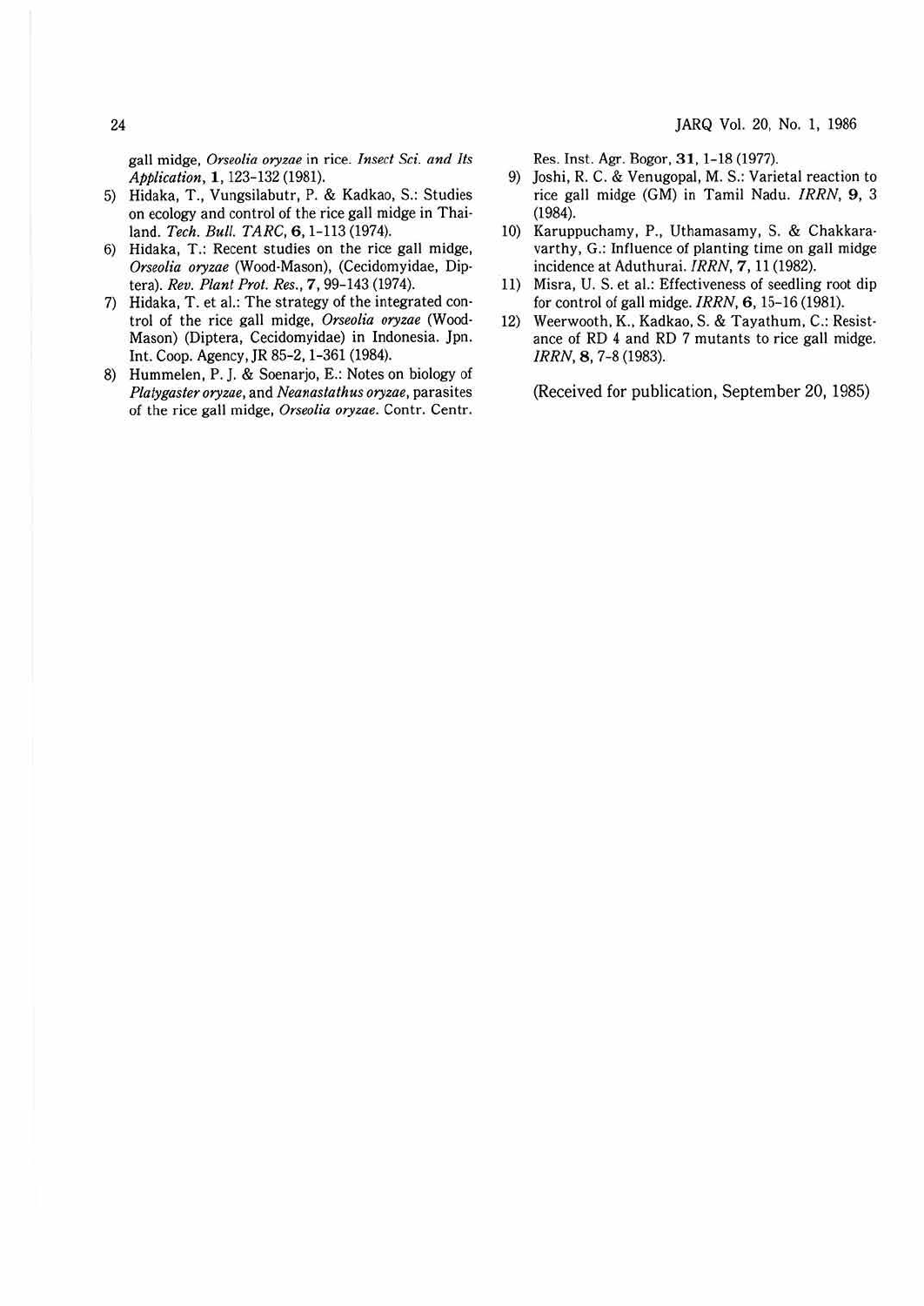gall midge, *Orseolia oryzae* in rice. *Insect Sci. and Its Application*, **1**, 123-132 (1981).

5) Hidaka, T., Vungsilabutr, P. & Kadkao, S.: Studies on ecology and control of the rice gall midge in Thailand. *Tech. Bull. TARC*, **6**, 1-113 (1974).
6) Hidaka, T.: Recent studies on the rice gall midge, *Orseolia oryzae* (Wood-Mason), (Cecidomyidae, Diptera). *Rev. Plant Prot. Res.*, **7**, 99-143 (1974).
7) Hidaka, T. et al.: The strategy of the integrated control of the rice gall midge, *Orseolia oryzae* (Wood-Mason) (Diptera, Cecidomyidae) in Indonesia. Jpn. Int. Coop. Agency, JR 85-2, 1-361 (1984).
8) Hummelen, P. J. & Soenarjo, E.: Notes on biology of *Platygaster oryzae*, and *Neanastathus oryzae*, parasites of the rice gall midge, *Orseolia oryzae*. Contr. Centr. Res. Inst. Agr. Bogor, **31**, 1-18 (1977).
9) Joshi, R. C. & Venugopal, M. S.: Varietal reaction to rice gall midge (GM) in Tamil Nadu. *IRRN*, **9**, 3 (1984).
10) Karuppuchamy, P., Uthamasamy, S. & Chakkaravarthy, G.: Influence of planting time on gall midge incidence at Aduthurai. *IRRN*, **7**, 11 (1982).
11) Misra, U. S. et al.: Effectiveness of seedling root dip for control of gall midge. *IRRN*, **6**, 15-16 (1981).
12) Weerwooth, K., Kadkao, S. & Tayathum, C.: Resistance of RD 4 and RD 7 mutants to rice gall midge. *IRRN*, **8**, 7-8 (1983).

(Received for publication, September 20, 1985)